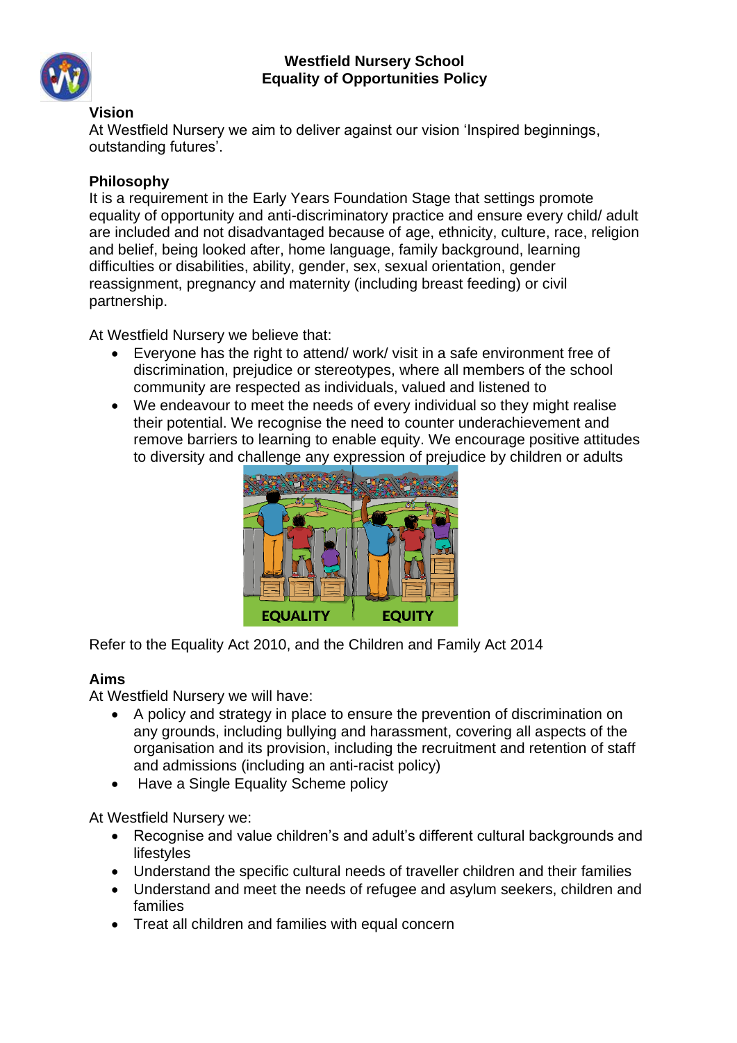# Westfield Nursery School
# Equality of Opportunities Policy

## Vision

At Westfield Nursery we aim to deliver against our vision 'Inspired beginnings, outstanding futures'.

## Philosophy

It is a requirement in the Early Years Foundation Stage that settings promote equality of opportunity and anti-discriminatory practice and ensure every child/ adult are included and not disadvantaged because of age, ethnicity, culture, race, religion and belief, being looked after, home language, family background, learning difficulties or disabilities, ability, gender, sex, sexual orientation, gender reassignment, pregnancy and maternity (including breast feeding) or civil partnership.

At Westfield Nursery we believe that:

- Everyone has the right to attend/ work/ visit in a safe environment free of discrimination, prejudice or stereotypes, where all members of the school community are respected as individuals, valued and listened to
- We endeavour to meet the needs of every individual so they might realise their potential. We recognise the need to counter underachievement and remove barriers to learning to enable equity. We encourage positive attitudes to diversity and challenge any expression of prejudice by children or adults

EQUALITY EQUITY

Refer to the Equality Act 2010, and the Children and Family Act 2014

## Aims

At Westfield Nursery we will have:

- A policy and strategy in place to ensure the prevention of discrimination on any grounds, including bullying and harassment, covering all aspects of the organisation and its provision, including the recruitment and retention of staff and admissions (including an anti-racist policy)
- Have a Single Equality Scheme policy

At Westfield Nursery we:

- Recognise and value children's and adult's different cultural backgrounds and lifestyles
- Understand the specific cultural needs of traveller children and their families
- Understand and meet the needs of refugee and asylum seekers, children and families
- Treat all children and families with equal concern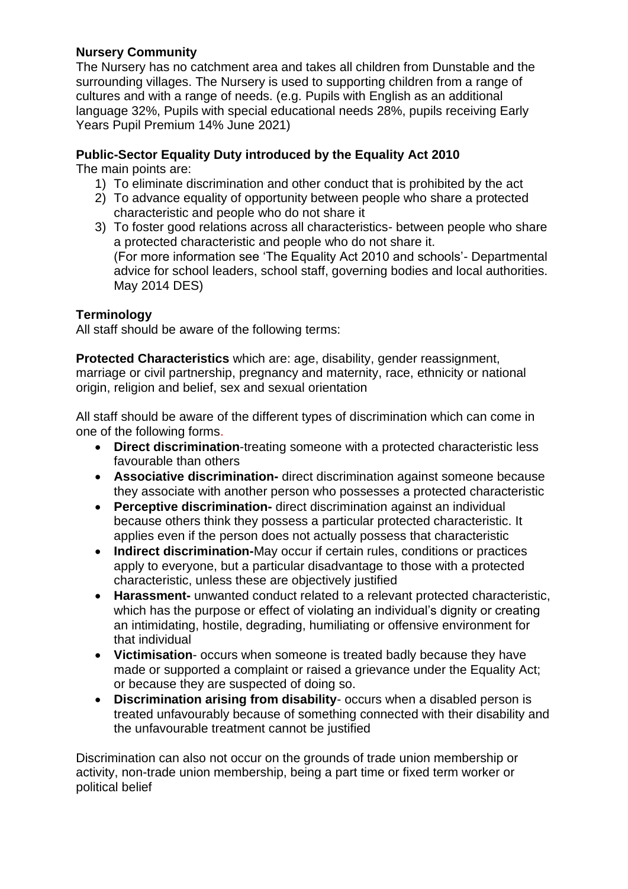**Nursery Community**

The Nursery has no catchment area and takes all children from Dunstable and the surrounding villages. The Nursery is used to supporting children from a range of cultures and with a range of needs. (e.g. Pupils with English as an additional language 32%, Pupils with special educational needs 28%, pupils receiving Early Years Pupil Premium 14% June 2021)

**Public-Sector Equality Duty introduced by the Equality Act 2010**

The main points are:

1) To eliminate discrimination and other conduct that is prohibited by the act
2) To advance equality of opportunity between people who share a protected characteristic and people who do not share it
3) To foster good relations across all characteristics- between people who share a protected characteristic and people who do not share it.
   (For more information see 'The Equality Act 2010 and schools'- Departmental advice for school leaders, school staff, governing bodies and local authorities. May 2014 DES)

**Terminology**

All staff should be aware of the following terms:

**Protected Characteristics** which are: age, disability, gender reassignment, marriage or civil partnership, pregnancy and maternity, race, ethnicity or national origin, religion and belief, sex and sexual orientation

All staff should be aware of the different types of discrimination which can come in one of the following forms.

- **Direct discrimination**-treating someone with a protected characteristic less favourable than others
- **Associative discrimination-** direct discrimination against someone because they associate with another person who possesses a protected characteristic
- **Perceptive discrimination-** direct discrimination against an individual because others think they possess a particular protected characteristic. It applies even if the person does not actually possess that characteristic
- **Indirect discrimination-**May occur if certain rules, conditions or practices apply to everyone, but a particular disadvantage to those with a protected characteristic, unless these are objectively justified
- **Harassment-** unwanted conduct related to a relevant protected characteristic, which has the purpose or effect of violating an individual's dignity or creating an intimidating, hostile, degrading, humiliating or offensive environment for that individual
- **Victimisation**- occurs when someone is treated badly because they have made or supported a complaint or raised a grievance under the Equality Act; or because they are suspected of doing so.
- **Discrimination arising from disability**- occurs when a disabled person is treated unfavourably because of something connected with their disability and the unfavourable treatment cannot be justified

Discrimination can also not occur on the grounds of trade union membership or activity, non-trade union membership, being a part time or fixed term worker or political belief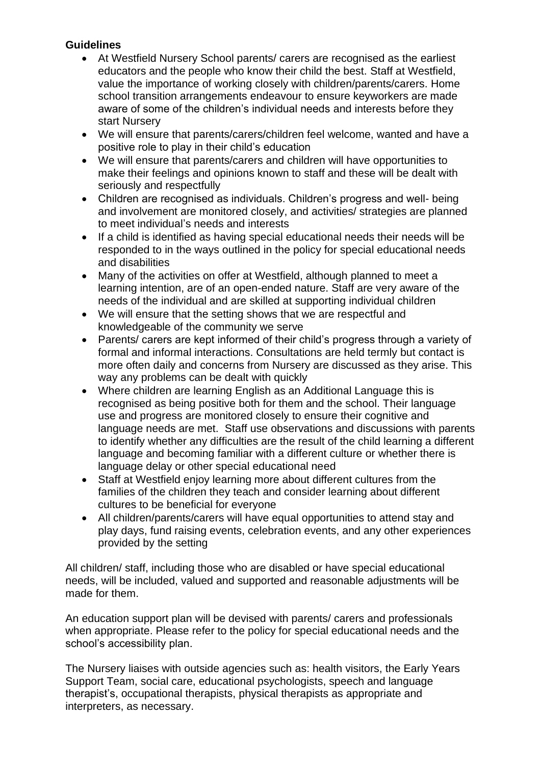**Guidelines**

- At Westfield Nursery School parents/ carers are recognised as the earliest educators and the people who know their child the best. Staff at Westfield, value the importance of working closely with children/parents/carers. Home school transition arrangements endeavour to ensure keyworkers are made aware of some of the children's individual needs and interests before they start Nursery
- We will ensure that parents/carers/children feel welcome, wanted and have a positive role to play in their child's education
- We will ensure that parents/carers and children will have opportunities to make their feelings and opinions known to staff and these will be dealt with seriously and respectfully
- Children are recognised as individuals. Children's progress and well- being and involvement are monitored closely, and activities/ strategies are planned to meet individual's needs and interests
- If a child is identified as having special educational needs their needs will be responded to in the ways outlined in the policy for special educational needs and disabilities
- Many of the activities on offer at Westfield, although planned to meet a learning intention, are of an open-ended nature. Staff are very aware of the needs of the individual and are skilled at supporting individual children
- We will ensure that the setting shows that we are respectful and knowledgeable of the community we serve
- Parents/ carers are kept informed of their child's progress through a variety of formal and informal interactions. Consultations are held termly but contact is more often daily and concerns from Nursery are discussed as they arise. This way any problems can be dealt with quickly
- Where children are learning English as an Additional Language this is recognised as being positive both for them and the school. Their language use and progress are monitored closely to ensure their cognitive and language needs are met. Staff use observations and discussions with parents to identify whether any difficulties are the result of the child learning a different language and becoming familiar with a different culture or whether there is language delay or other special educational need
- Staff at Westfield enjoy learning more about different cultures from the families of the children they teach and consider learning about different cultures to be beneficial for everyone
- All children/parents/carers will have equal opportunities to attend stay and play days, fund raising events, celebration events, and any other experiences provided by the setting

All children/ staff, including those who are disabled or have special educational needs, will be included, valued and supported and reasonable adjustments will be made for them.

An education support plan will be devised with parents/ carers and professionals when appropriate. Please refer to the policy for special educational needs and the school's accessibility plan.

The Nursery liaises with outside agencies such as: health visitors, the Early Years Support Team, social care, educational psychologists, speech and language therapist's, occupational therapists, physical therapists as appropriate and interpreters, as necessary.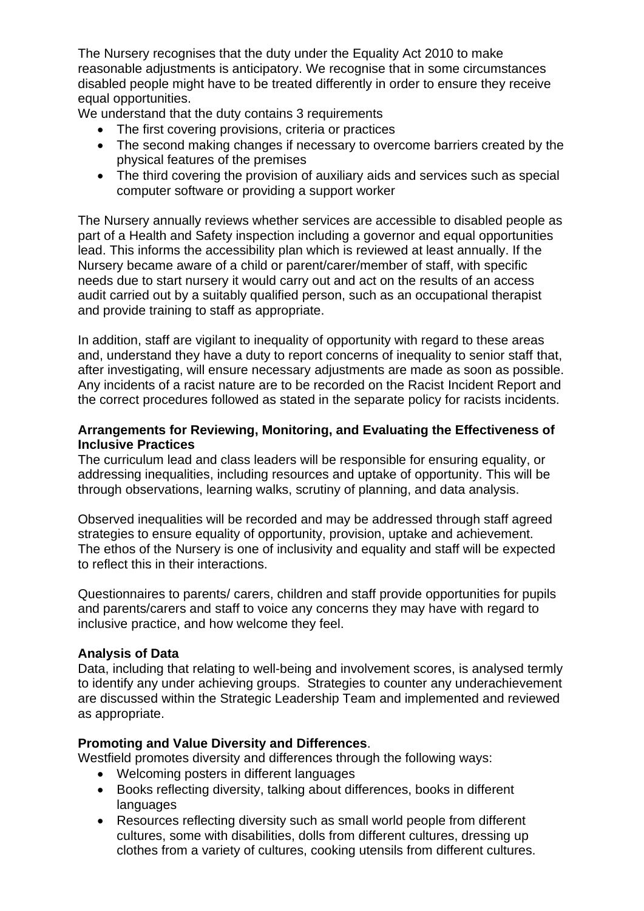The Nursery recognises that the duty under the Equality Act 2010 to make reasonable adjustments is anticipatory. We recognise that in some circumstances disabled people might have to be treated differently in order to ensure they receive equal opportunities.

We understand that the duty contains 3 requirements

- The first covering provisions, criteria or practices
- The second making changes if necessary to overcome barriers created by the physical features of the premises
- The third covering the provision of auxiliary aids and services such as special computer software or providing a support worker

The Nursery annually reviews whether services are accessible to disabled people as part of a Health and Safety inspection including a governor and equal opportunities lead. This informs the accessibility plan which is reviewed at least annually. If the Nursery became aware of a child or parent/carer/member of staff, with specific needs due to start nursery it would carry out and act on the results of an access audit carried out by a suitably qualified person, such as an occupational therapist and provide training to staff as appropriate.

In addition, staff are vigilant to inequality of opportunity with regard to these areas and, understand they have a duty to report concerns of inequality to senior staff that, after investigating, will ensure necessary adjustments are made as soon as possible. Any incidents of a racist nature are to be recorded on the Racist Incident Report and the correct procedures followed as stated in the separate policy for racists incidents.

**Arrangements for Reviewing, Monitoring, and Evaluating the Effectiveness of Inclusive Practices**

The curriculum lead and class leaders will be responsible for ensuring equality, or addressing inequalities, including resources and uptake of opportunity. This will be through observations, learning walks, scrutiny of planning, and data analysis.

Observed inequalities will be recorded and may be addressed through staff agreed strategies to ensure equality of opportunity, provision, uptake and achievement. The ethos of the Nursery is one of inclusivity and equality and staff will be expected to reflect this in their interactions.

Questionnaires to parents/ carers, children and staff provide opportunities for pupils and parents/carers and staff to voice any concerns they may have with regard to inclusive practice, and how welcome they feel.

**Analysis of Data**

Data, including that relating to well-being and involvement scores, is analysed termly to identify any under achieving groups. Strategies to counter any underachievement are discussed within the Strategic Leadership Team and implemented and reviewed as appropriate.

**Promoting and Value Diversity and Differences**.

Westfield promotes diversity and differences through the following ways:

- Welcoming posters in different languages
- Books reflecting diversity, talking about differences, books in different languages
- Resources reflecting diversity such as small world people from different cultures, some with disabilities, dolls from different cultures, dressing up clothes from a variety of cultures, cooking utensils from different cultures.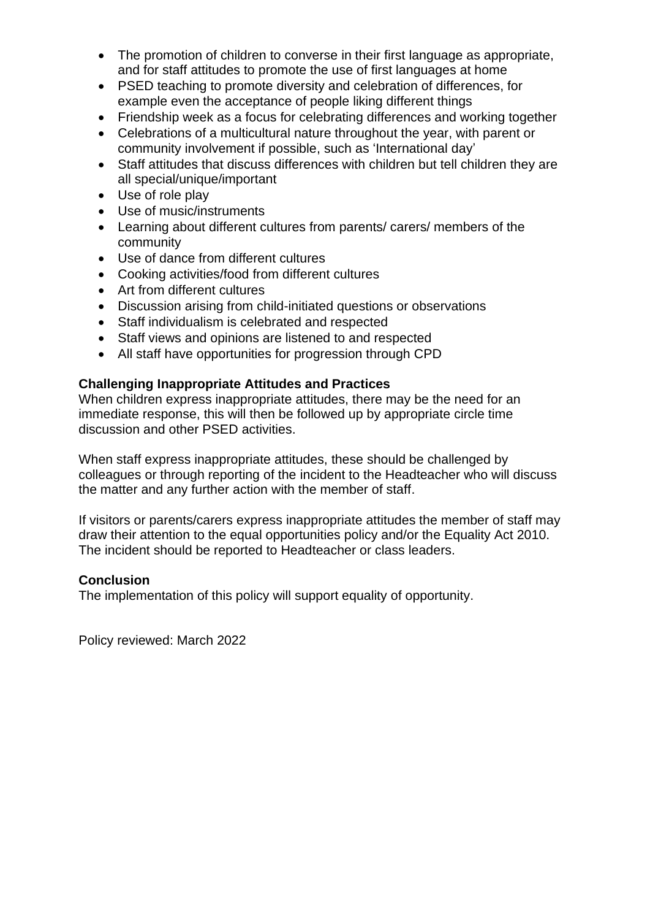- The promotion of children to converse in their first language as appropriate, and for staff attitudes to promote the use of first languages at home
- PSED teaching to promote diversity and celebration of differences, for example even the acceptance of people liking different things
- Friendship week as a focus for celebrating differences and working together
- Celebrations of a multicultural nature throughout the year, with parent or community involvement if possible, such as 'International day'
- Staff attitudes that discuss differences with children but tell children they are all special/unique/important
- Use of role play
- Use of music/instruments
- Learning about different cultures from parents/ carers/ members of the community
- Use of dance from different cultures
- Cooking activities/food from different cultures
- Art from different cultures
- Discussion arising from child-initiated questions or observations
- Staff individualism is celebrated and respected
- Staff views and opinions are listened to and respected
- All staff have opportunities for progression through CPD

**Challenging Inappropriate Attitudes and Practices**

When children express inappropriate attitudes, there may be the need for an immediate response, this will then be followed up by appropriate circle time discussion and other PSED activities.

When staff express inappropriate attitudes, these should be challenged by colleagues or through reporting of the incident to the Headteacher who will discuss the matter and any further action with the member of staff.

If visitors or parents/carers express inappropriate attitudes the member of staff may draw their attention to the equal opportunities policy and/or the Equality Act 2010. The incident should be reported to Headteacher or class leaders.

**Conclusion**

The implementation of this policy will support equality of opportunity.

Policy reviewed: March 2022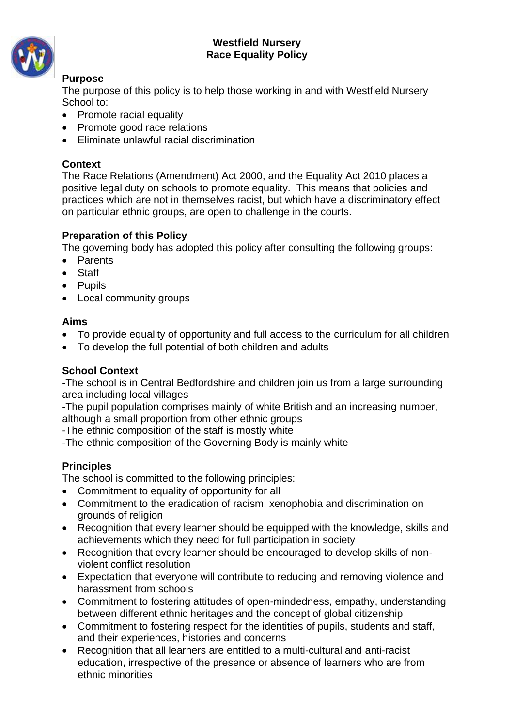**Westfield Nursery**
**Race Equality Policy**

## Purpose

The purpose of this policy is to help those working in and with Westfield Nursery School to:

- Promote racial equality
- Promote good race relations
- Eliminate unlawful racial discrimination

## Context

The Race Relations (Amendment) Act 2000, and the Equality Act 2010 places a positive legal duty on schools to promote equality. This means that policies and practices which are not in themselves racist, but which have a discriminatory effect on particular ethnic groups, are open to challenge in the courts.

## Preparation of this Policy

The governing body has adopted this policy after consulting the following groups:

- Parents
- Staff
- Pupils
- Local community groups

## Aims

- To provide equality of opportunity and full access to the curriculum for all children
- To develop the full potential of both children and adults

## School Context

-The school is in Central Bedfordshire and children join us from a large surrounding area including local villages

-The pupil population comprises mainly of white British and an increasing number, although a small proportion from other ethnic groups

-The ethnic composition of the staff is mostly white

-The ethnic composition of the Governing Body is mainly white

## Principles

The school is committed to the following principles:

- Commitment to equality of opportunity for all
- Commitment to the eradication of racism, xenophobia and discrimination on grounds of religion
- Recognition that every learner should be equipped with the knowledge, skills and achievements which they need for full participation in society
- Recognition that every learner should be encouraged to develop skills of non-violent conflict resolution
- Expectation that everyone will contribute to reducing and removing violence and harassment from schools
- Commitment to fostering attitudes of open-mindedness, empathy, understanding between different ethnic heritages and the concept of global citizenship
- Commitment to fostering respect for the identities of pupils, students and staff, and their experiences, histories and concerns
- Recognition that all learners are entitled to a multi-cultural and anti-racist education, irrespective of the presence or absence of learners who are from ethnic minorities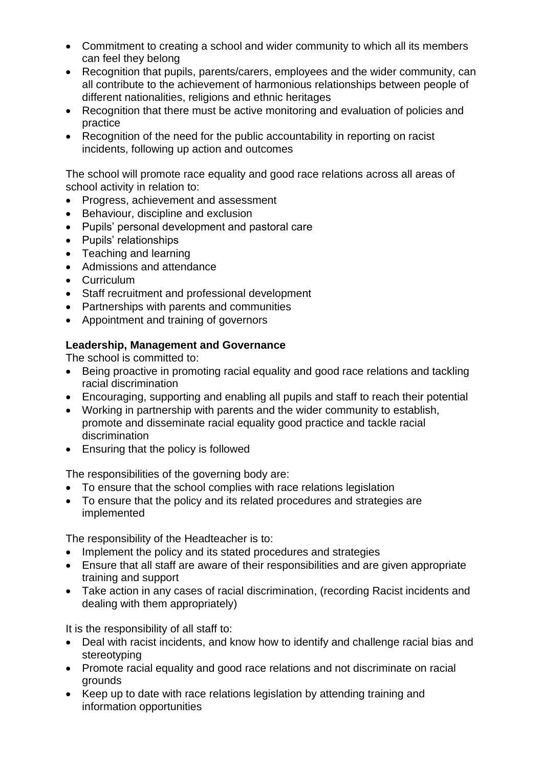- Commitment to creating a school and wider community to which all its members can feel they belong
- Recognition that pupils, parents/carers, employees and the wider community, can all contribute to the achievement of harmonious relationships between people of different nationalities, religions and ethnic heritages
- Recognition that there must be active monitoring and evaluation of policies and practice
- Recognition of the need for the public accountability in reporting on racist incidents, following up action and outcomes

The school will promote race equality and good race relations across all areas of school activity in relation to:

- Progress, achievement and assessment
- Behaviour, discipline and exclusion
- Pupils' personal development and pastoral care
- Pupils' relationships
- Teaching and learning
- Admissions and attendance
- Curriculum
- Staff recruitment and professional development
- Partnerships with parents and communities
- Appointment and training of governors

**Leadership, Management and Governance**

The school is committed to:

- Being proactive in promoting racial equality and good race relations and tackling racial discrimination
- Encouraging, supporting and enabling all pupils and staff to reach their potential
- Working in partnership with parents and the wider community to establish, promote and disseminate racial equality good practice and tackle racial discrimination
- Ensuring that the policy is followed

The responsibilities of the governing body are:

- To ensure that the school complies with race relations legislation
- To ensure that the policy and its related procedures and strategies are implemented

The responsibility of the Headteacher is to:

- Implement the policy and its stated procedures and strategies
- Ensure that all staff are aware of their responsibilities and are given appropriate training and support
- Take action in any cases of racial discrimination, (recording Racist incidents and dealing with them appropriately)

It is the responsibility of all staff to:

- Deal with racist incidents, and know how to identify and challenge racial bias and stereotyping
- Promote racial equality and good race relations and not discriminate on racial grounds
- Keep up to date with race relations legislation by attending training and information opportunities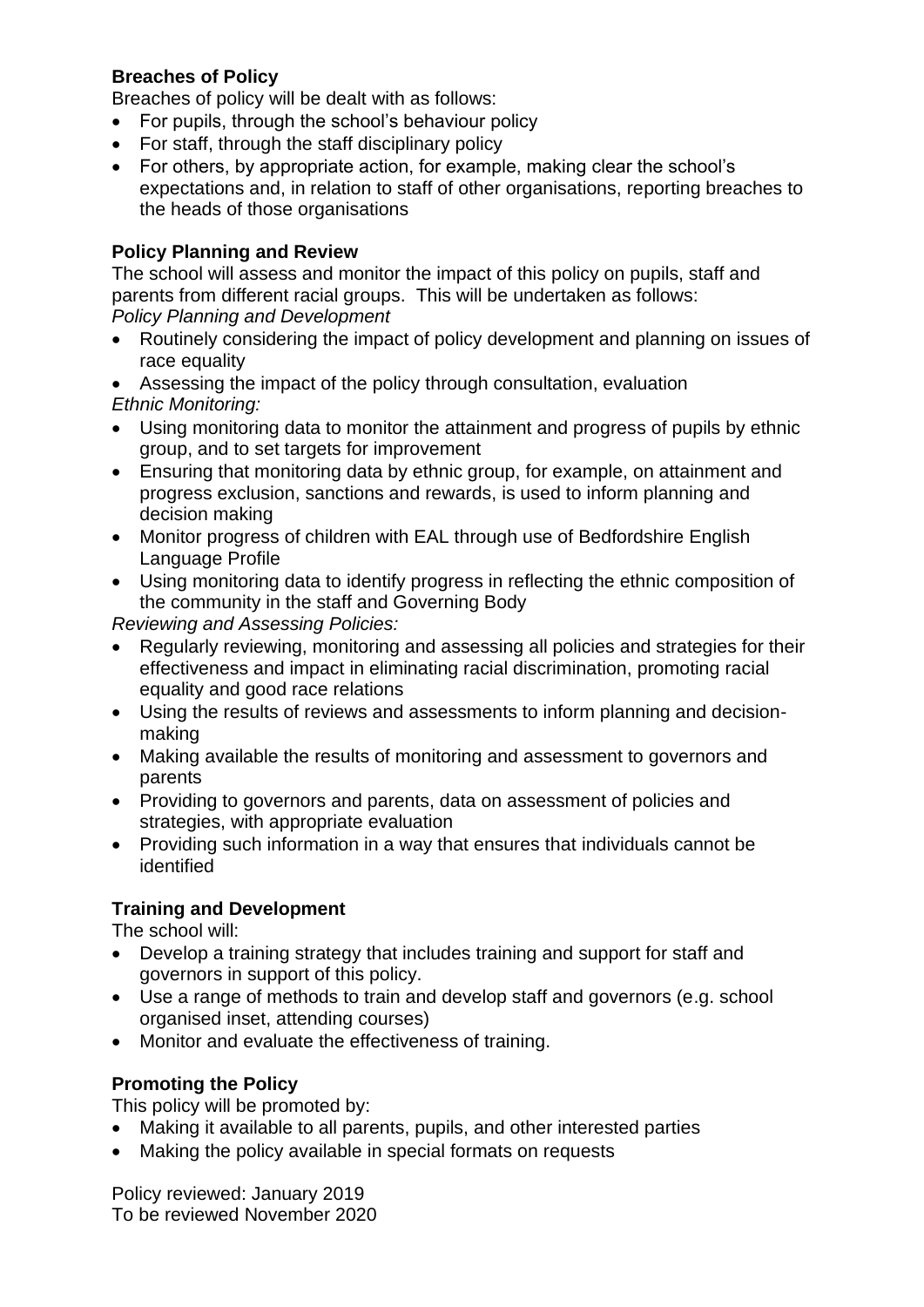**Breaches of Policy**

Breaches of policy will be dealt with as follows:

- For pupils, through the school's behaviour policy
- For staff, through the staff disciplinary policy
- For others, by appropriate action, for example, making clear the school's expectations and, in relation to staff of other organisations, reporting breaches to the heads of those organisations

**Policy Planning and Review**

The school will assess and monitor the impact of this policy on pupils, staff and parents from different racial groups. This will be undertaken as follows:

*Policy Planning and Development*

- Routinely considering the impact of policy development and planning on issues of race equality
- Assessing the impact of the policy through consultation, evaluation

*Ethnic Monitoring:*

- Using monitoring data to monitor the attainment and progress of pupils by ethnic group, and to set targets for improvement
- Ensuring that monitoring data by ethnic group, for example, on attainment and progress exclusion, sanctions and rewards, is used to inform planning and decision making
- Monitor progress of children with EAL through use of Bedfordshire English Language Profile
- Using monitoring data to identify progress in reflecting the ethnic composition of the community in the staff and Governing Body

*Reviewing and Assessing Policies:*

- Regularly reviewing, monitoring and assessing all policies and strategies for their effectiveness and impact in eliminating racial discrimination, promoting racial equality and good race relations
- Using the results of reviews and assessments to inform planning and decision-making
- Making available the results of monitoring and assessment to governors and parents
- Providing to governors and parents, data on assessment of policies and strategies, with appropriate evaluation
- Providing such information in a way that ensures that individuals cannot be identified

**Training and Development**

The school will:

- Develop a training strategy that includes training and support for staff and governors in support of this policy.
- Use a range of methods to train and develop staff and governors (e.g. school organised inset, attending courses)
- Monitor and evaluate the effectiveness of training.

**Promoting the Policy**

This policy will be promoted by:

- Making it available to all parents, pupils, and other interested parties
- Making the policy available in special formats on requests

Policy reviewed: January 2019
To be reviewed November 2020